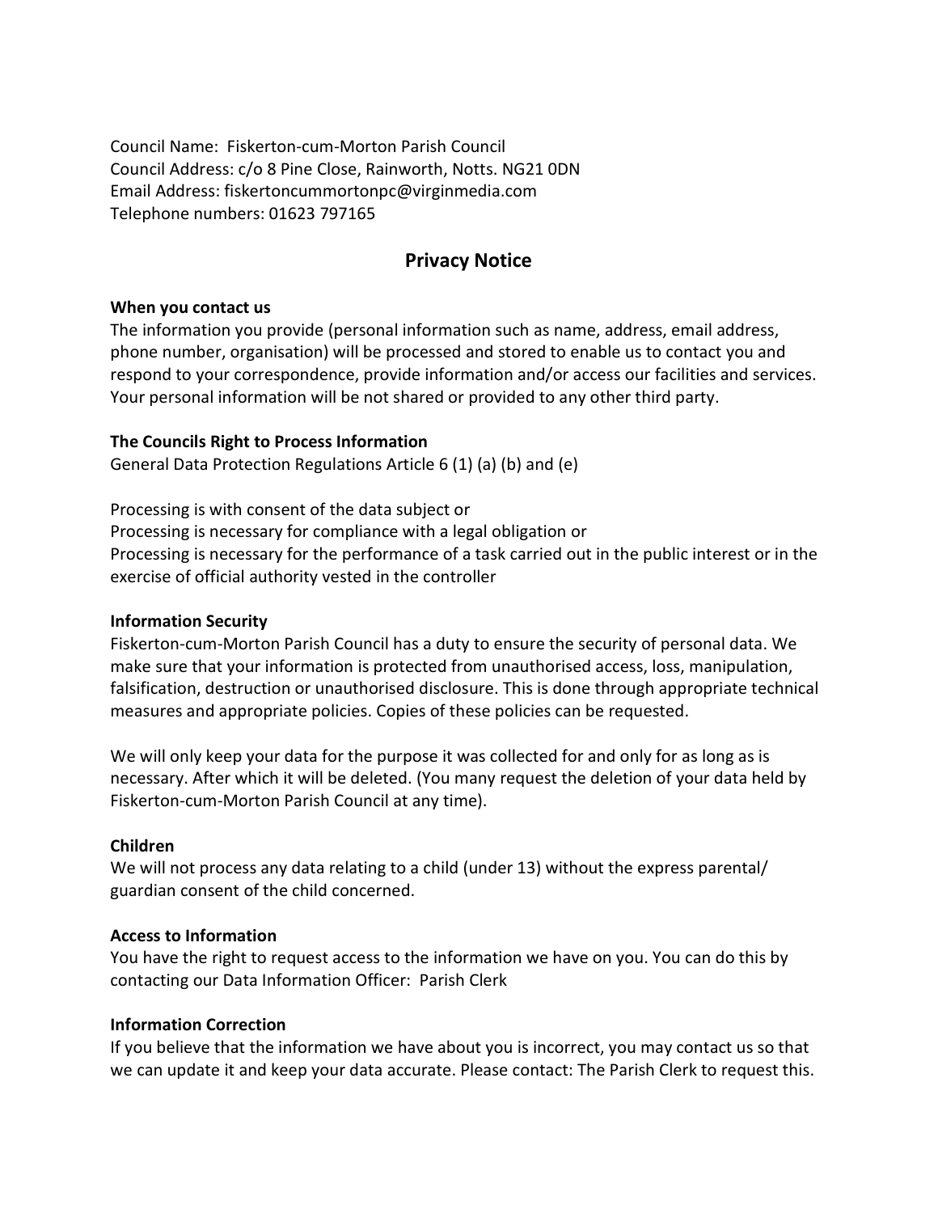Council Name: Fiskerton-cum-Morton Parish Council
Council Address: c/o 8 Pine Close, Rainworth, Notts. NG21 0DN
Email Address: fiskertoncummortonpc@virginmedia.com
Telephone numbers: 01623 797165

## Privacy Notice

**When you contact us**

The information you provide (personal information such as name, address, email address, phone number, organisation) will be processed and stored to enable us to contact you and respond to your correspondence, provide information and/or access our facilities and services. Your personal information will be not shared or provided to any other third party.

**The Councils Right to Process Information**

General Data Protection Regulations Article 6 (1) (a) (b) and (e)

Processing is with consent of the data subject or
Processing is necessary for compliance with a legal obligation or
Processing is necessary for the performance of a task carried out in the public interest or in the exercise of official authority vested in the controller

**Information Security**

Fiskerton-cum-Morton Parish Council has a duty to ensure the security of personal data. We make sure that your information is protected from unauthorised access, loss, manipulation, falsification, destruction or unauthorised disclosure. This is done through appropriate technical measures and appropriate policies. Copies of these policies can be requested.

We will only keep your data for the purpose it was collected for and only for as long as is necessary. After which it will be deleted. (You many request the deletion of your data held by Fiskerton-cum-Morton Parish Council at any time).

**Children**

We will not process any data relating to a child (under 13) without the express parental/ guardian consent of the child concerned.

**Access to Information**

You have the right to request access to the information we have on you. You can do this by contacting our Data Information Officer: Parish Clerk

**Information Correction**

If you believe that the information we have about you is incorrect, you may contact us so that we can update it and keep your data accurate. Please contact: The Parish Clerk to request this.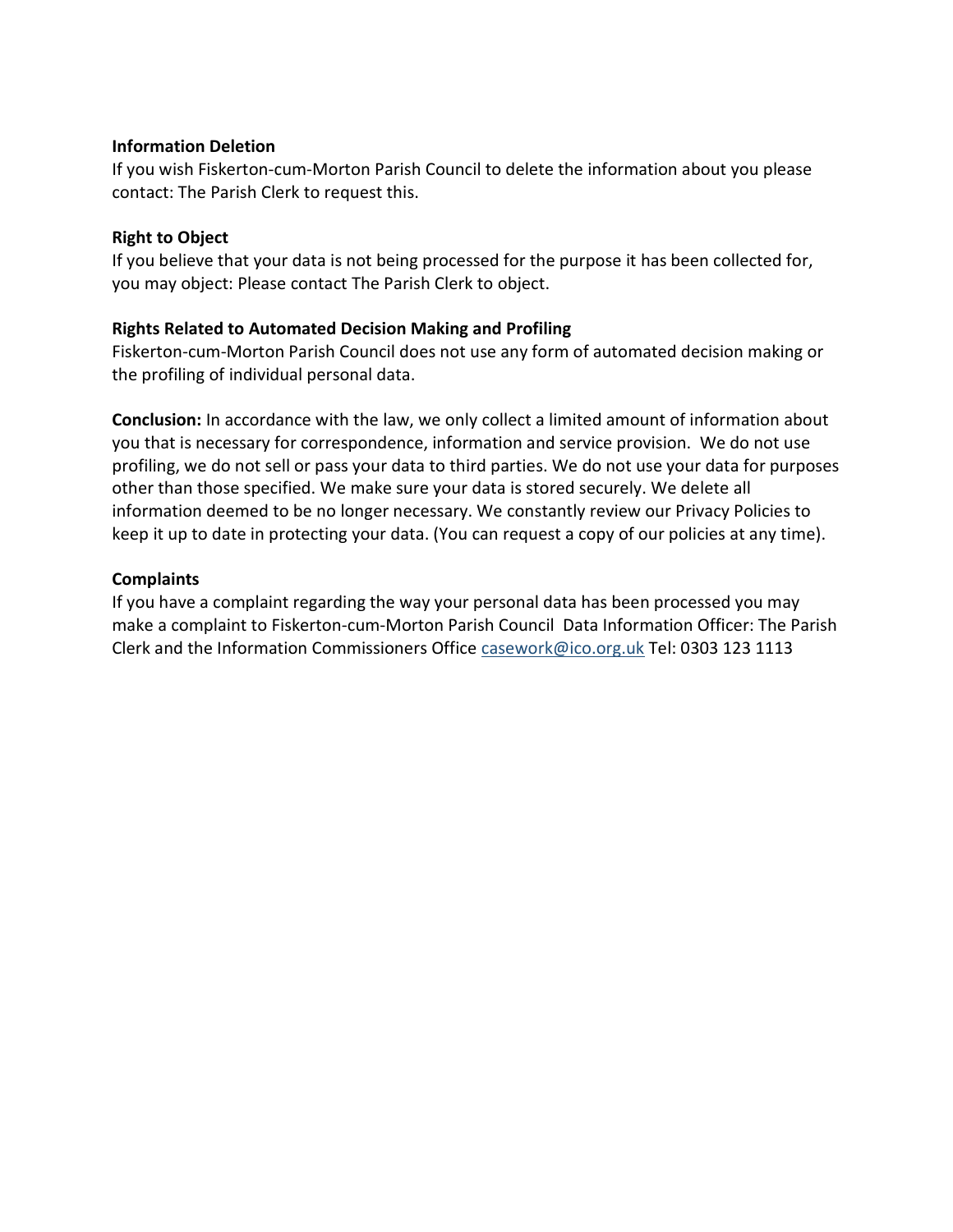**Information Deletion**
If you wish Fiskerton-cum-Morton Parish Council to delete the information about you please contact: The Parish Clerk to request this.

**Right to Object**
If you believe that your data is not being processed for the purpose it has been collected for, you may object: Please contact The Parish Clerk to object.

**Rights Related to Automated Decision Making and Profiling**
Fiskerton-cum-Morton Parish Council does not use any form of automated decision making or the profiling of individual personal data.

**Conclusion:** In accordance with the law, we only collect a limited amount of information about you that is necessary for correspondence, information and service provision. We do not use profiling, we do not sell or pass your data to third parties. We do not use your data for purposes other than those specified. We make sure your data is stored securely. We delete all information deemed to be no longer necessary. We constantly review our Privacy Policies to keep it up to date in protecting your data. (You can request a copy of our policies at any time).

**Complaints**
If you have a complaint regarding the way your personal data has been processed you may make a complaint to Fiskerton-cum-Morton Parish Council Data Information Officer: The Parish Clerk and the Information Commissioners Office casework@ico.org.uk Tel: 0303 123 1113